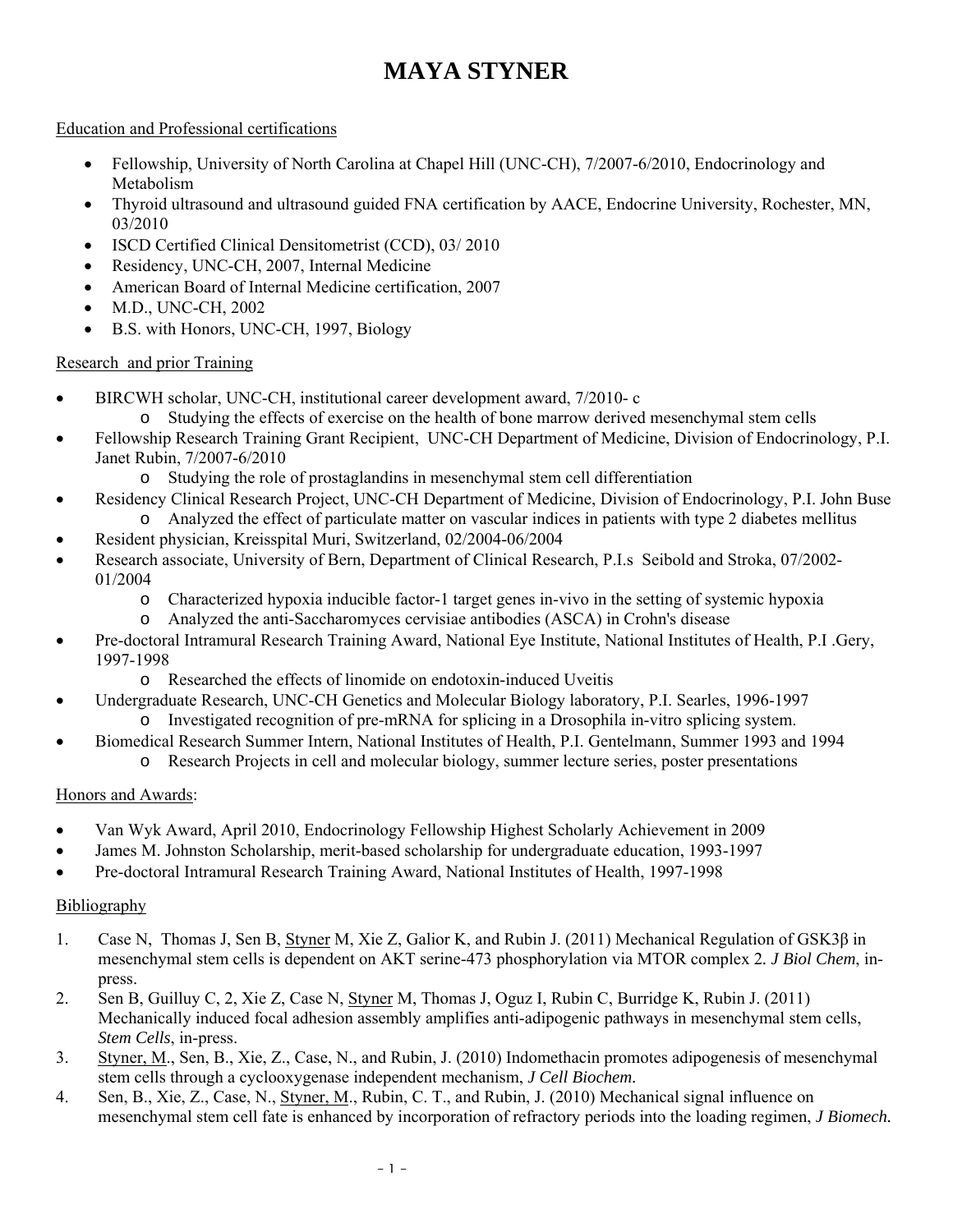# MAYA STYNER

Education and Professional certifications

- Fellowship, University of North Carolina at Chapel Hill (UNC-CH), 7/2007-6/2010, Endocrinology and Metabolism
- Thyroid ultrasound and ultrasound guided FNA certification by AACE, Endocrine University, Rochester, MN, 03/2010
- ISCD Certified Clinical Densitometrist (CCD), 03/ 2010
- Residency, UNC-CH, 2007, Internal Medicine
- American Board of Internal Medicine certification, 2007
- M.D., UNC-CH, 2002
- B.S. with Honors, UNC-CH, 1997, Biology

Research and prior Training

- BIRCWH scholar, UNC-CH, institutional career development award, 7/2010- c
  - Studying the effects of exercise on the health of bone marrow derived mesenchymal stem cells
- Fellowship Research Training Grant Recipient, UNC-CH Department of Medicine, Division of Endocrinology, P.I. Janet Rubin, 7/2007-6/2010
  - Studying the role of prostaglandins in mesenchymal stem cell differentiation
- Residency Clinical Research Project, UNC-CH Department of Medicine, Division of Endocrinology, P.I. John Buse
  - Analyzed the effect of particulate matter on vascular indices in patients with type 2 diabetes mellitus
- Resident physician, Kreisspital Muri, Switzerland, 02/2004-06/2004
- Research associate, University of Bern, Department of Clinical Research, P.I.s Seibold and Stroka, 07/2002-01/2004
  - Characterized hypoxia inducible factor-1 target genes in-vivo in the setting of systemic hypoxia
  - Analyzed the anti-Saccharomyces cervisiae antibodies (ASCA) in Crohn's disease
- Pre-doctoral Intramural Research Training Award, National Eye Institute, National Institutes of Health, P.I .Gery, 1997-1998
  - Researched the effects of linomide on endotoxin-induced Uveitis
- Undergraduate Research, UNC-CH Genetics and Molecular Biology laboratory, P.I. Searles, 1996-1997
  - Investigated recognition of pre-mRNA for splicing in a Drosophila in-vitro splicing system.
- Biomedical Research Summer Intern, National Institutes of Health, P.I. Gentelmann, Summer 1993 and 1994
  - Research Projects in cell and molecular biology, summer lecture series, poster presentations

Honors and Awards:

- Van Wyk Award, April 2010, Endocrinology Fellowship Highest Scholarly Achievement in 2009
- James M. Johnston Scholarship, merit-based scholarship for undergraduate education, 1993-1997
- Pre-doctoral Intramural Research Training Award, National Institutes of Health, 1997-1998

Bibliography

1. Case N, Thomas J, Sen B, Styner M, Xie Z, Galior K, and Rubin J. (2011) Mechanical Regulation of GSK3β in mesenchymal stem cells is dependent on AKT serine-473 phosphorylation via MTOR complex 2. *J Biol Chem*, in-press.
2. Sen B, Guilluy C, 2, Xie Z, Case N, Styner M, Thomas J, Oguz I, Rubin C, Burridge K, Rubin J. (2011) Mechanically induced focal adhesion assembly amplifies anti-adipogenic pathways in mesenchymal stem cells, *Stem Cells*, in-press.
3. Styner, M., Sen, B., Xie, Z., Case, N., and Rubin, J. (2010) Indomethacin promotes adipogenesis of mesenchymal stem cells through a cyclooxygenase independent mechanism, *J Cell Biochem.*
4. Sen, B., Xie, Z., Case, N., Styner, M., Rubin, C. T., and Rubin, J. (2010) Mechanical signal influence on mesenchymal stem cell fate is enhanced by incorporation of refractory periods into the loading regimen, *J Biomech.*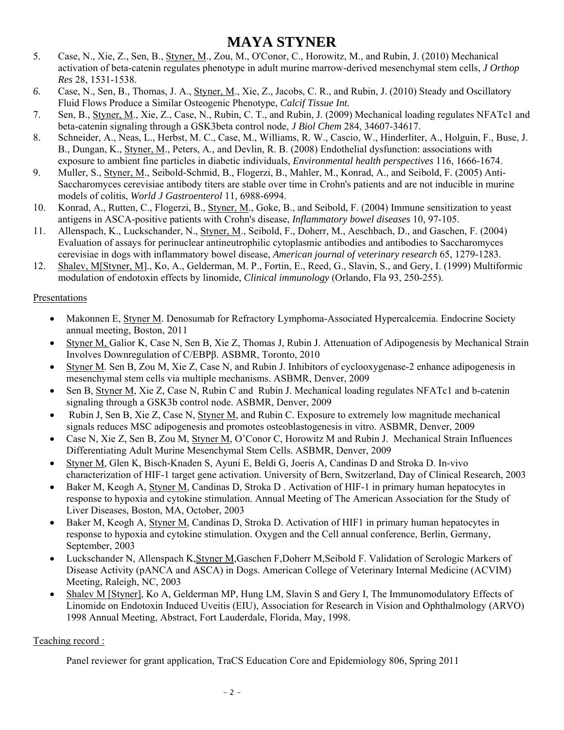5. Case, N., Xie, Z., Sen, B., Styner, M., Zou, M., O'Conor, C., Horowitz, M., and Rubin, J. (2010) Mechanical activation of beta-catenin regulates phenotype in adult murine marrow-derived mesenchymal stem cells, *J Orthop Res* 28, 1531-1538.
6. Case, N., Sen, B., Thomas, J. A., Styner, M., Xie, Z., Jacobs, C. R., and Rubin, J. (2010) Steady and Oscillatory Fluid Flows Produce a Similar Osteogenic Phenotype, ***Calcif Tissue Int.***
7. Sen, B., Styner, M., Xie, Z., Case, N., Rubin, C. T., and Rubin, J. (2009) Mechanical loading regulates NFATc1 and beta-catenin signaling through a GSK3beta control node, *J Biol Chem* 284, 34607-34617.
8. Schneider, A., Neas, L., Herbst, M. C., Case, M., Williams, R. W., Cascio, W., Hinderliter, A., Holguin, F., Buse, J. B., Dungan, K., Styner, M., Peters, A., and Devlin, R. B. (2008) Endothelial dysfunction: associations with exposure to ambient fine particles in diabetic individuals, *Environmental health perspectives* 116, 1666-1674.
9. Muller, S., Styner, M., Seibold-Schmid, B., Flogerzi, B., Mahler, M., Konrad, A., and Seibold, F. (2005) Anti-Saccharomyces cerevisiae antibody titers are stable over time in Crohn's patients and are not inducible in murine models of colitis, *World J Gastroenterol* 11, 6988-6994.
10. Konrad, A., Rutten, C., Flogerzi, B., Styner, M., Goke, B., and Seibold, F. (2004) Immune sensitization to yeast antigens in ASCA-positive patients with Crohn's disease, *Inflammatory bowel diseases* 10, 97-105.
11. Allenspach, K., Luckschander, N., Styner, M., Seibold, F., Doherr, M., Aeschbach, D., and Gaschen, F. (2004) Evaluation of assays for perinuclear antineutrophilic cytoplasmic antibodies and antibodies to Saccharomyces cerevisiae in dogs with inflammatory bowel disease, *American journal of veterinary research* 65, 1279-1283.
12. Shalev, M[Styner, M]., Ko, A., Gelderman, M. P., Fortin, E., Reed, G., Slavin, S., and Gery, I. (1999) Multiformic modulation of endotoxin effects by linomide, *Clinical immunology* (Orlando, Fla 93, 250-255).

Presentations

- Makonnen E, Styner M. Denosumab for Refractory Lymphoma-Associated Hypercalcemia. Endocrine Society annual meeting, Boston, 2011
- Styner M, Galior K, Case N, Sen B, Xie Z, Thomas J, Rubin J. Attenuation of Adipogenesis by Mechanical Strain Involves Downregulation of C/EBPβ. ASBMR, Toronto, 2010
- Styner M. Sen B, Zou M, Xie Z, Case N, and Rubin J. Inhibitors of cyclooxygenase-2 enhance adipogenesis in mesenchymal stem cells via multiple mechanisms. ASBMR, Denver, 2009
- Sen B, Styner M, Xie Z, Case N, Rubin C and Rubin J. Mechanical loading regulates NFATc1 and b-catenin signaling through a GSK3b control node. ASBMR, Denver, 2009
- Rubin J, Sen B, Xie Z, Case N, Styner M, and Rubin C. Exposure to extremely low magnitude mechanical signals reduces MSC adipogenesis and promotes osteoblastogenesis in vitro. ASBMR, Denver, 2009
- Case N, Xie Z, Sen B, Zou M, Styner M, O'Conor C, Horowitz M and Rubin J. Mechanical Strain Influences Differentiating Adult Murine Mesenchymal Stem Cells. ASBMR, Denver, 2009
- Styner M, Glen K, Bisch-Knaden S, Ayuni E, Beldi G, Joeris A, Candinas D and Stroka D. In-vivo characterization of HIF-1 target gene activation. University of Bern, Switzerland, Day of Clinical Research, 2003
- Baker M, Keogh A, Styner M, Candinas D, Stroka D . Activation of HIF-1 in primary human hepatocytes in response to hypoxia and cytokine stimulation. Annual Meeting of The American Association for the Study of Liver Diseases, Boston, MA, October, 2003
- Baker M, Keogh A, Styner M, Candinas D, Stroka D. Activation of HIF1 in primary human hepatocytes in response to hypoxia and cytokine stimulation. Oxygen and the Cell annual conference, Berlin, Germany, September, 2003
- Luckschander N, Allenspach K,Styner M,Gaschen F,Doherr M,Seibold F. Validation of Serologic Markers of Disease Activity (pANCA and ASCA) in Dogs. American College of Veterinary Internal Medicine (ACVIM) Meeting, Raleigh, NC, 2003
- Shalev M [Styner], Ko A, Gelderman MP, Hung LM, Slavin S and Gery I, The Immunomodulatory Effects of Linomide on Endotoxin Induced Uveitis (EIU), Association for Research in Vision and Ophthalmology (ARVO) 1998 Annual Meeting, Abstract, Fort Lauderdale, Florida, May, 1998.

Teaching record :

Panel reviewer for grant application, TraCS Education Core and Epidemiology 806, Spring 2011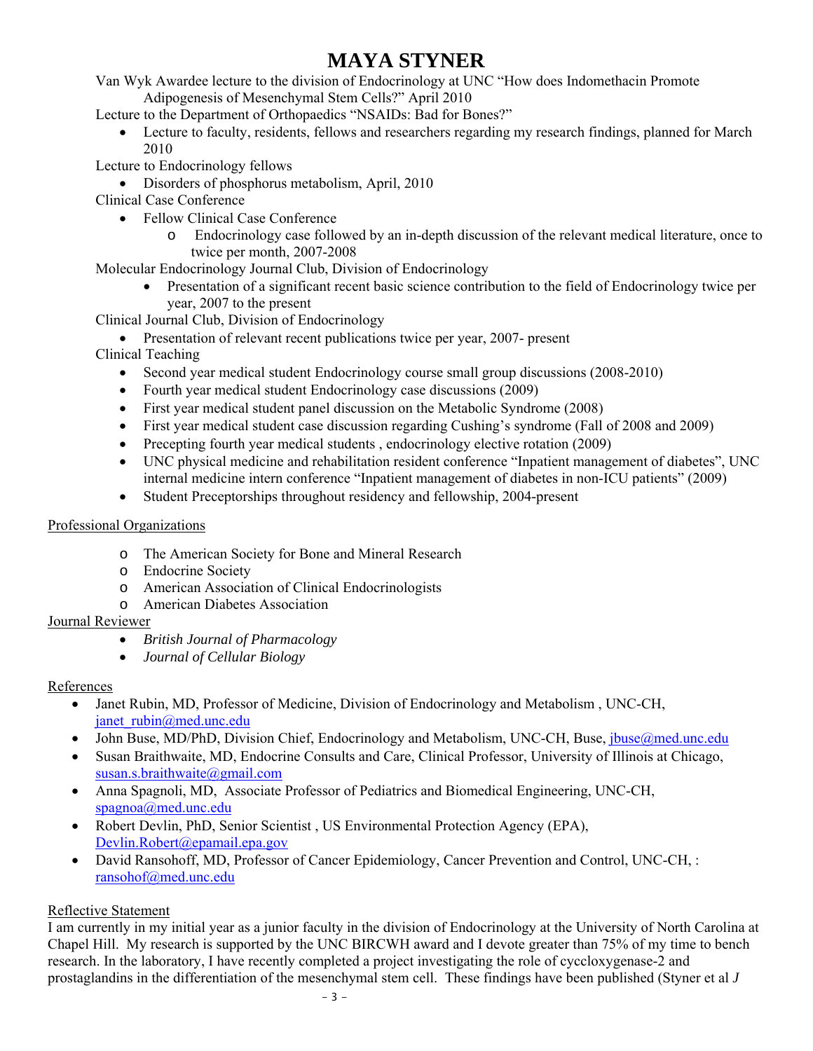Van Wyk Awardee lecture to the division of Endocrinology at UNC "How does Indomethacin Promote Adipogenesis of Mesenchymal Stem Cells?" April 2010

Lecture to the Department of Orthopaedics "NSAIDs: Bad for Bones?"

- Lecture to faculty, residents, fellows and researchers regarding my research findings, planned for March 2010

Lecture to Endocrinology fellows

- Disorders of phosphorus metabolism, April, 2010

Clinical Case Conference

- Fellow Clinical Case Conference
    - Endocrinology case followed by an in-depth discussion of the relevant medical literature, once to twice per month, 2007-2008

Molecular Endocrinology Journal Club, Division of Endocrinology

- Presentation of a significant recent basic science contribution to the field of Endocrinology twice per year, 2007 to the present

Clinical Journal Club, Division of Endocrinology

- Presentation of relevant recent publications twice per year, 2007- present

Clinical Teaching

- Second year medical student Endocrinology course small group discussions (2008-2010)
- Fourth year medical student Endocrinology case discussions (2009)
- First year medical student panel discussion on the Metabolic Syndrome (2008)
- First year medical student case discussion regarding Cushing's syndrome (Fall of 2008 and 2009)
- Precepting fourth year medical students , endocrinology elective rotation (2009)
- UNC physical medicine and rehabilitation resident conference "Inpatient management of diabetes", UNC internal medicine intern conference "Inpatient management of diabetes in non-ICU patients" (2009)
- Student Preceptorships throughout residency and fellowship, 2004-present

## Professional Organizations

- The American Society for Bone and Mineral Research
- Endocrine Society
- American Association of Clinical Endocrinologists
- American Diabetes Association

## Journal Reviewer

- *British Journal of Pharmacology*
- *Journal of Cellular Biology*

## References

- Janet Rubin, MD, Professor of Medicine, Division of Endocrinology and Metabolism , UNC-CH, janet_rubin@med.unc.edu
- John Buse, MD/PhD, Division Chief, Endocrinology and Metabolism, UNC-CH, Buse, jbuse@med.unc.edu
- Susan Braithwaite, MD, Endocrine Consults and Care, Clinical Professor, University of Illinois at Chicago, susan.s.braithwaite@gmail.com
- Anna Spagnoli, MD, Associate Professor of Pediatrics and Biomedical Engineering, UNC-CH, spagnoa@med.unc.edu
- Robert Devlin, PhD, Senior Scientist , US Environmental Protection Agency (EPA), Devlin.Robert@epamail.epa.gov
- David Ransohoff, MD, Professor of Cancer Epidemiology, Cancer Prevention and Control, UNC-CH, : ransohof@med.unc.edu

## Reflective Statement

I am currently in my initial year as a junior faculty in the division of Endocrinology at the University of North Carolina at Chapel Hill. My research is supported by the UNC BIRCWH award and I devote greater than 75% of my time to bench research. In the laboratory, I have recently completed a project investigating the role of cyccloxygenase-2 and prostaglandins in the differentiation of the mesenchymal stem cell. These findings have been published (Styner et al *J*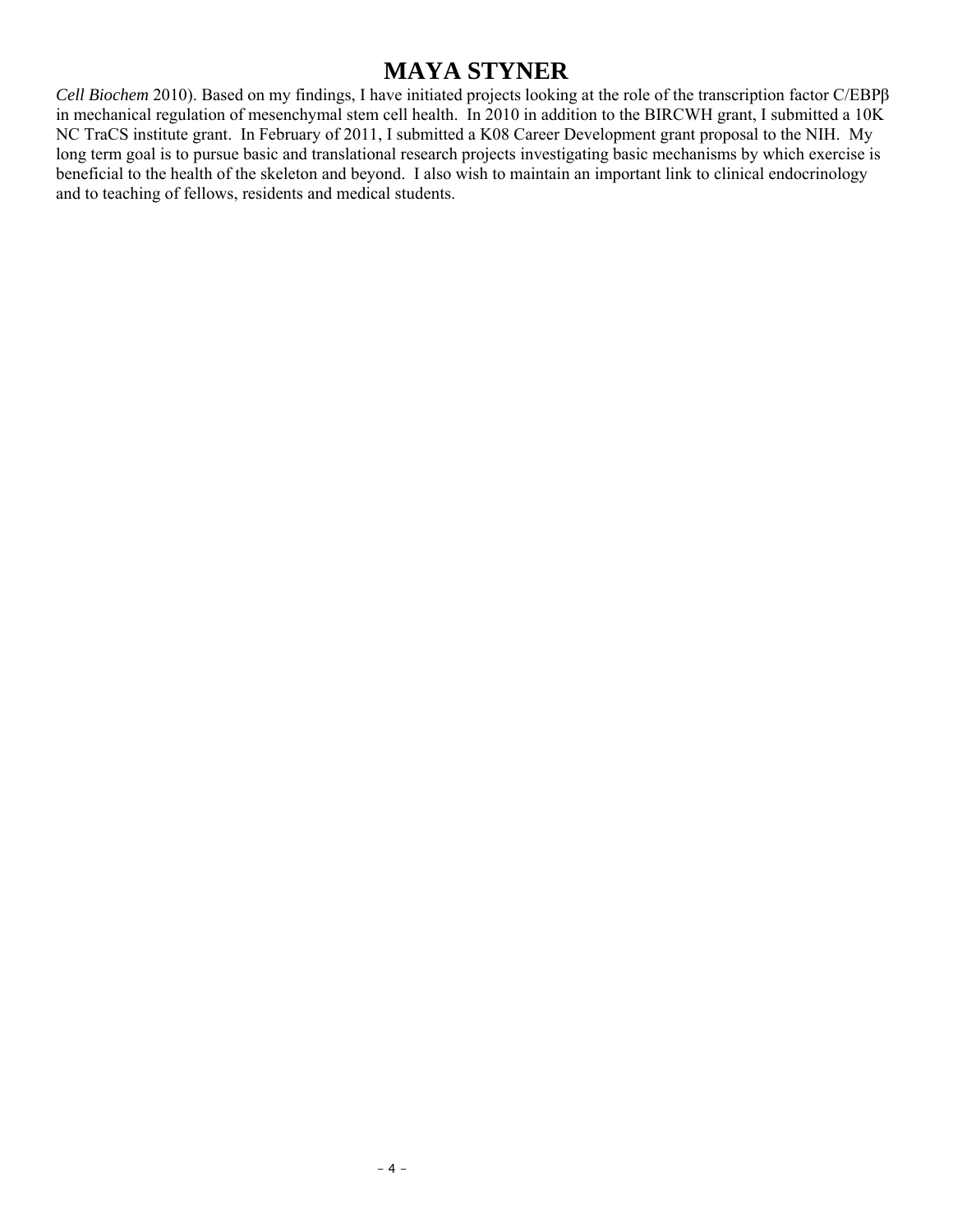*Cell Biochem* 2010). Based on my findings, I have initiated projects looking at the role of the transcription factor C/EBPβ in mechanical regulation of mesenchymal stem cell health. In 2010 in addition to the BIRCWH grant, I submitted a 10K NC TraCS institute grant. In February of 2011, I submitted a K08 Career Development grant proposal to the NIH. My long term goal is to pursue basic and translational research projects investigating basic mechanisms by which exercise is beneficial to the health of the skeleton and beyond. I also wish to maintain an important link to clinical endocrinology and to teaching of fellows, residents and medical students.